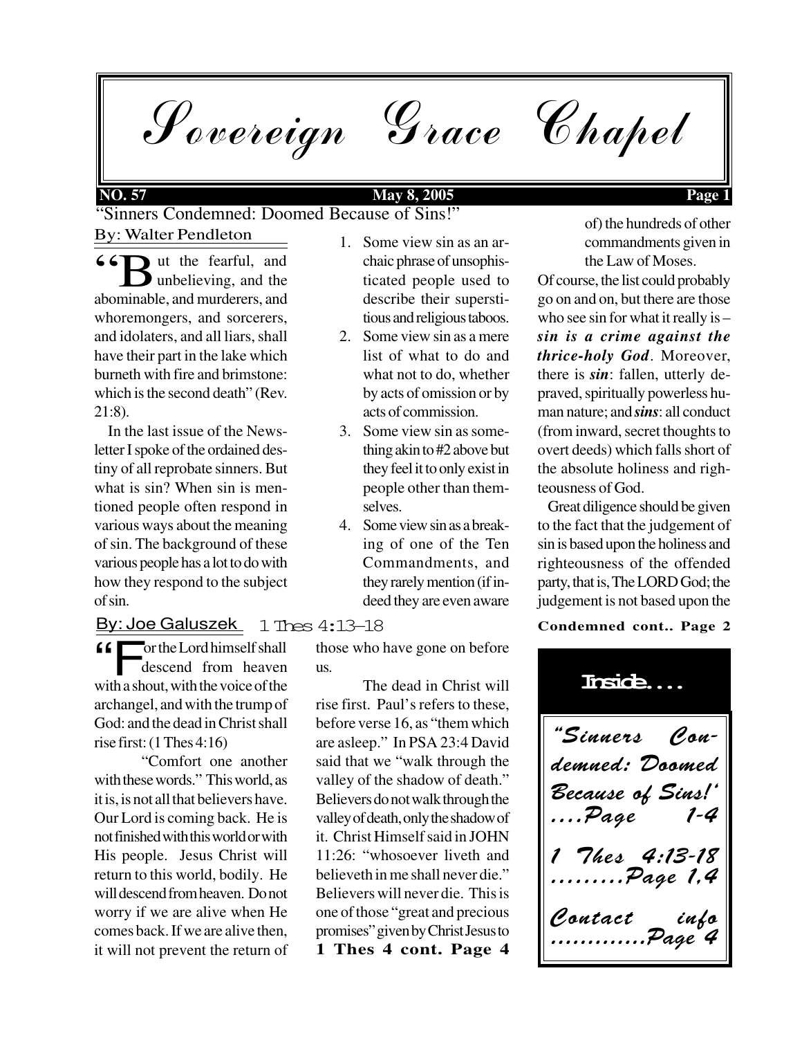# Sovereign Grace Chapel

**NO. 57** **May 8, 2005**

## "Sinners Condemned: Doomed Because of Sins!"

By: Walter Pendleton

"But the fearful, and unbelieving, and the abominable, and murderers, and whoremongers, and sorcerers, and idolaters, and all liars, shall have their part in the lake which burneth with fire and brimstone: which is the second death" (Rev. 21:8).

In the last issue of the Newsletter I spoke of the ordained destiny of all reprobate sinners. But what is sin? When sin is mentioned people often respond in various ways about the meaning of sin. The background of these various people has a lot to do with how they respond to the subject of sin.

1. Some view sin as an archaic phrase of unsophisticated people used to describe their superstitious and religious taboos.
2. Some view sin as a mere list of what to do and what not to do, whether by acts of omission or by acts of commission.
3. Some view sin as something akin to #2 above but they feel it to only exist in people other than themselves.
4. Some view sin as a breaking of one of the Ten Commandments, and they rarely mention (if indeed they are even aware of) the hundreds of other commandments given in the Law of Moses.

Of course, the list could probably go on and on, but there are those who see sin for what it really is – ***sin is a crime against the thrice-holy God***. Moreover, there is ***sin***: fallen, utterly depraved, spiritually powerless human nature; and ***sins***: all conduct (from inward, secret thoughts to overt deeds) which falls short of the absolute holiness and righteousness of God.

Great diligence should be given to the fact that the judgement of sin is based upon the holiness and righteousness of the offended party, that is, The LORD God; the judgement is not based upon the

**Condemned cont.. Page 2**

## 1 Thes 4:13–18

By: Joe Galuszek

"For the Lord himself shall descend from heaven with a shout, with the voice of the archangel, and with the trump of God: and the dead in Christ shall rise first: (1 Thes 4:16)

"Comfort one another with these words." This world, as it is, is not all that believers have. Our Lord is coming back. He is not finished with this world or with His people. Jesus Christ will return to this world, bodily. He will descend from heaven. Do not worry if we are alive when He comes back. If we are alive then, it will not prevent the return of those who have gone on before us.

The dead in Christ will rise first. Paul's refers to these, before verse 16, as "them which are asleep." In PSA 23:4 David said that we "walk through the valley of the shadow of death." Believers do not walk through the valley of death, only the shadow of it. Christ Himself said in JOHN 11:26: "whosoever liveth and believeth in me shall never die." Believers will never die. This is one of those "great and precious promises" given by Christ Jesus to

**1 Thes 4 cont. Page 4**

### Inside....

*"Sinners Condemned: Doomed Because of Sins!" ....Page 1-4*

*1 Thes 4:13-18 .........Page 1,4*

*Contact info .............Page 4*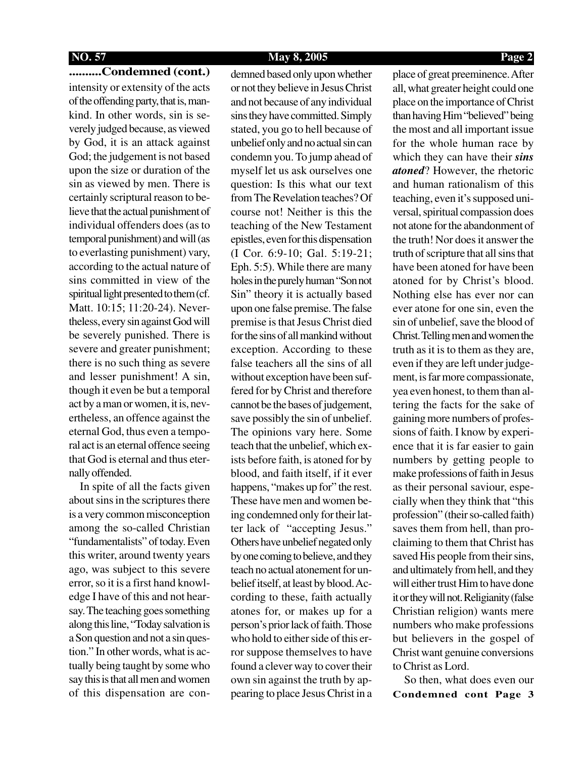**..........Condemned (cont.)**

intensity or extensity of the acts of the offending party, that is, mankind. In other words, sin is severely judged because, as viewed by God, it is an attack against God; the judgement is not based upon the size or duration of the sin as viewed by men. There is certainly scriptural reason to believe that the actual punishment of individual offenders does (as to temporal punishment) and will (as to everlasting punishment) vary, according to the actual nature of sins committed in view of the spiritual light presented to them (cf. Matt. 10:15; 11:20-24). Nevertheless, every sin against God will be severely punished. There is severe and greater punishment; there is no such thing as severe and lesser punishment! A sin, though it even be but a temporal act by a man or women, it is, nevertheless, an offence against the eternal God, thus even a temporal act is an eternal offence seeing that God is eternal and thus eternally offended.

In spite of all the facts given about sins in the scriptures there is a very common misconception among the so-called Christian "fundamentalists" of today. Even this writer, around twenty years ago, was subject to this severe error, so it is a first hand knowledge I have of this and not hearsay. The teaching goes something along this line, "Today salvation is a Son question and not a sin question." In other words, what is actually being taught by some who say this is that all men and women of this dispensation are condemned based only upon whether or not they believe in Jesus Christ and not because of any individual sins they have committed. Simply stated, you go to hell because of unbelief only and no actual sin can condemn you. To jump ahead of myself let us ask ourselves one question: Is this what our text from The Revelation teaches? Of course not! Neither is this the teaching of the New Testament epistles, even for this dispensation (I Cor. 6:9-10; Gal. 5:19-21; Eph. 5:5). While there are many holes in the purely human "Son not Sin" theory it is actually based upon one false premise. The false premise is that Jesus Christ died for the sins of all mankind without exception. According to these false teachers all the sins of all without exception have been suffered for by Christ and therefore cannot be the bases of judgement, save possibly the sin of unbelief. The opinions vary here. Some teach that the unbelief, which exists before faith, is atoned for by blood, and faith itself, if it ever happens, "makes up for" the rest. These have men and women being condemned only for their latter lack of "accepting Jesus." Others have unbelief negated only by one coming to believe, and they teach no actual atonement for unbelief itself, at least by blood. According to these, faith actually atones for, or makes up for a person's prior lack of faith. Those who hold to either side of this error suppose themselves to have found a clever way to cover their own sin against the truth by appearing to place Jesus Christ in a place of great preeminence. After all, what greater height could one place on the importance of Christ than having Him "believed" being the most and all important issue for the whole human race by which they can have their ***sins atoned***? However, the rhetoric and human rationalism of this teaching, even it's supposed universal, spiritual compassion does not atone for the abandonment of the truth! Nor does it answer the truth of scripture that all sins that have been atoned for have been atoned for by Christ's blood. Nothing else has ever nor can ever atone for one sin, even the sin of unbelief, save the blood of Christ. Telling men and women the truth as it is to them as they are, even if they are left under judgement, is far more compassionate, yea even honest, to them than altering the facts for the sake of gaining more numbers of professions of faith. I know by experience that it is far easier to gain numbers by getting people to make professions of faith in Jesus as their personal saviour, especially when they think that "this profession" (their so-called faith) saves them from hell, than proclaiming to them that Christ has saved His people from their sins, and ultimately from hell, and they will either trust Him to have done it or they will not. Religianity (false Christian religion) wants mere numbers who make professions but believers in the gospel of Christ want genuine conversions to Christ as Lord.

So then, what does even our

**Condemned cont Page 3**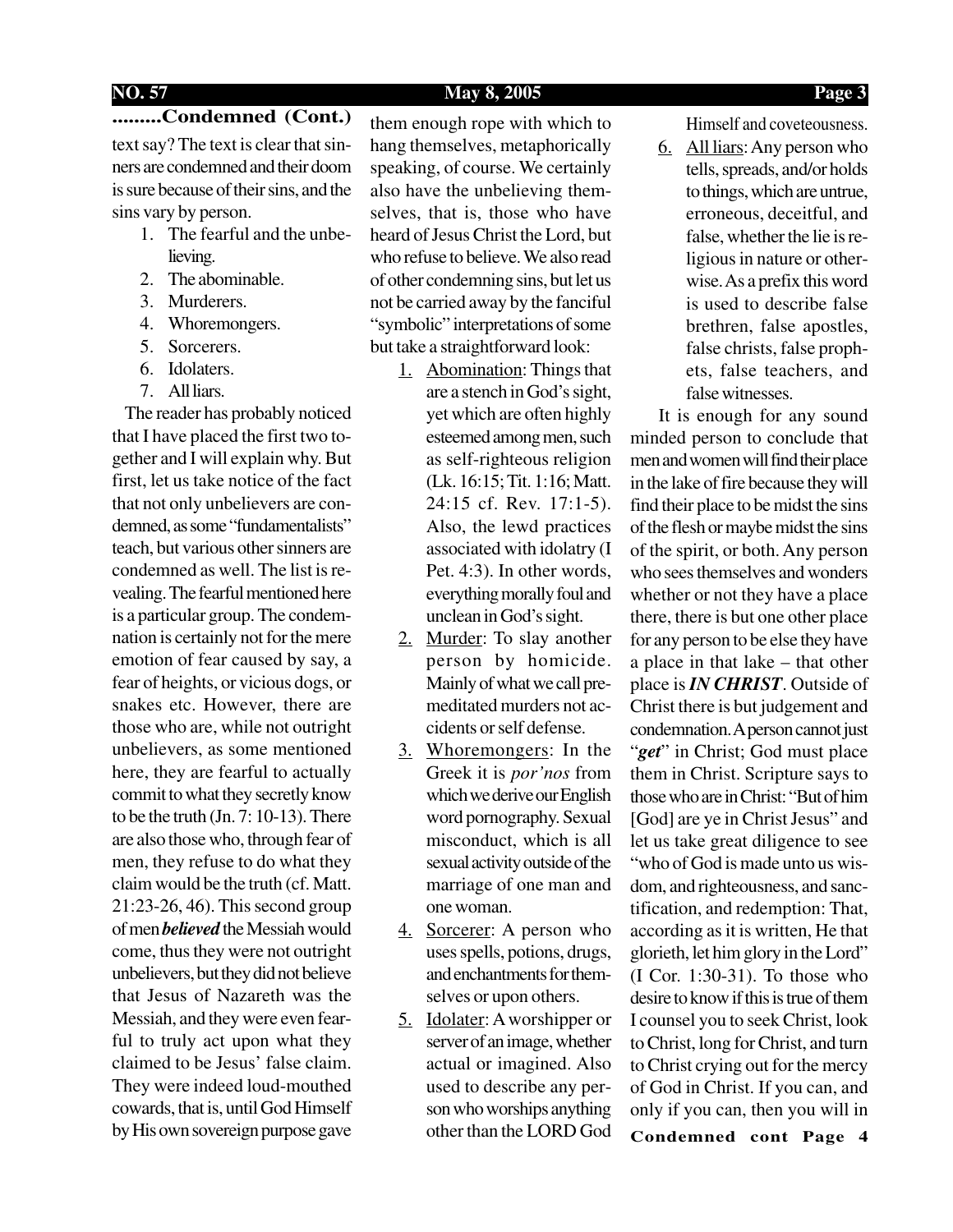## .........Condemned (Cont.)

text say? The text is clear that sinners are condemned and their doom is sure because of their sins, and the sins vary by person.

1. The fearful and the unbelieving.
2. The abominable.
3. Murderers.
4. Whoremongers.
5. Sorcerers.
6. Idolaters.
7. All liars.

The reader has probably noticed that I have placed the first two together and I will explain why. But first, let us take notice of the fact that not only unbelievers are condemned, as some "fundamentalists" teach, but various other sinners are condemned as well. The list is revealing. The fearful mentioned here is a particular group. The condemnation is certainly not for the mere emotion of fear caused by say, a fear of heights, or vicious dogs, or snakes etc. However, there are those who are, while not outright unbelievers, as some mentioned here, they are fearful to actually commit to what they secretly know to be the truth (Jn. 7: 10-13). There are also those who, through fear of men, they refuse to do what they claim would be the truth (cf. Matt. 21:23-26, 46). This second group of men ***believed*** the Messiah would come, thus they were not outright unbelievers, but they did not believe that Jesus of Nazareth was the Messiah, and they were even fearful to truly act upon what they claimed to be Jesus' false claim. They were indeed loud-mouthed cowards, that is, until God Himself by His own sovereign purpose gave them enough rope with which to hang themselves, metaphorically speaking, of course. We certainly also have the unbelieving themselves, that is, those who have heard of Jesus Christ the Lord, but who refuse to believe. We also read of other condemning sins, but let us not be carried away by the fanciful "symbolic" interpretations of some but take a straightforward look:

1. <u>Abomination</u>: Things that are a stench in God's sight, yet which are often highly esteemed among men, such as self-righteous religion (Lk. 16:15; Tit. 1:16; Matt. 24:15 cf. Rev. 17:1-5). Also, the lewd practices associated with idolatry (I Pet. 4:3). In other words, everything morally foul and unclean in God's sight.
2. <u>Murder</u>: To slay another person by homicide. Mainly of what we call premeditated murders not accidents or self defense.
3. <u>Whoremongers</u>: In the Greek it is *por'nos* from which we derive our English word pornography. Sexual misconduct, which is all sexual activity outside of the marriage of one man and one woman.
4. <u>Sorcerer</u>: A person who uses spells, potions, drugs, and enchantments for themselves or upon others.
5. <u>Idolater</u>: A worshipper or server of an image, whether actual or imagined. Also used to describe any person who worships anything other than the LORD God Himself and coveteousness.
6. <u>All liars</u>: Any person who tells, spreads, and/or holds to things, which are untrue, erroneous, deceitful, and false, whether the lie is religious in nature or otherwise. As a prefix this word is used to describe false brethren, false apostles, false christs, false prophets, false teachers, and false witnesses.

It is enough for any sound minded person to conclude that men and women will find their place in the lake of fire because they will find their place to be midst the sins of the flesh or maybe midst the sins of the spirit, or both. Any person who sees themselves and wonders whether or not they have a place there, there is but one other place for any person to be else they have a place in that lake – that other place is ***IN CHRIST***. Outside of Christ there is but judgement and condemnation. A person cannot just "***get***" in Christ; God must place them in Christ. Scripture says to those who are in Christ: "But of him [God] are ye in Christ Jesus" and let us take great diligence to see "who of God is made unto us wisdom, and righteousness, and sanctification, and redemption: That, according as it is written, He that glorieth, let him glory in the Lord" (I Cor. 1:30-31). To those who desire to know if this is true of them I counsel you to seek Christ, look to Christ, long for Christ, and turn to Christ crying out for the mercy of God in Christ. If you can, and only if you can, then you will in

**Condemned cont Page 4**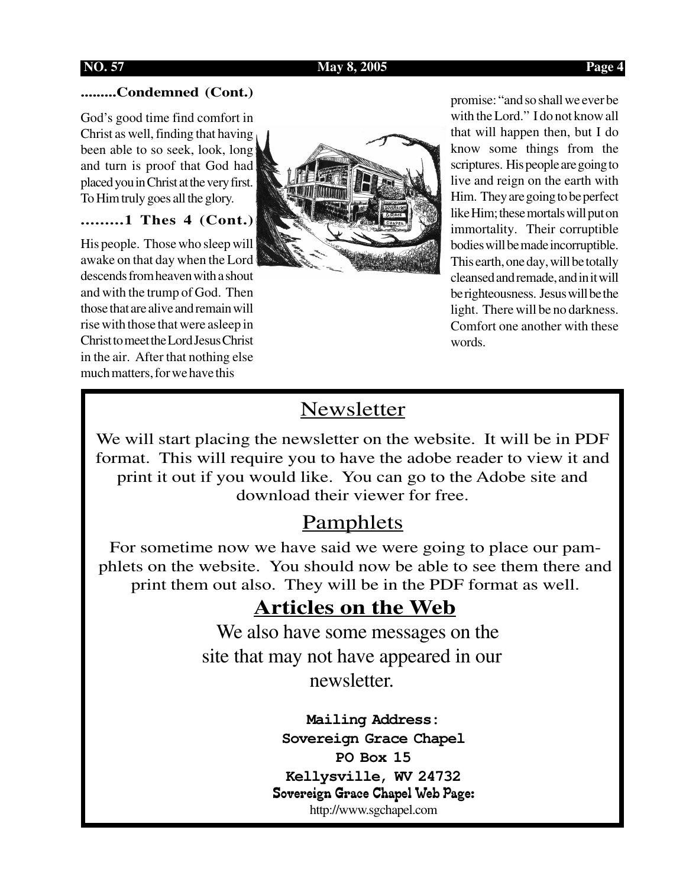**.........Condemned (Cont.)**

God's good time find comfort in Christ as well, finding that having been able to so seek, look, long and turn is proof that God had placed you in Christ at the very first. To Him truly goes all the glory.

**.........1 Thes 4 (Cont.)**

His people. Those who sleep will awake on that day when the Lord descends from heaven with a shout and with the trump of God. Then those that are alive and remain will rise with those that were asleep in Christ to meet the Lord Jesus Christ in the air. After that nothing else much matters, for we have this promise: "and so shall we ever be with the Lord." I do not know all that will happen then, but I do know some things from the scriptures. His people are going to live and reign on the earth with Him. They are going to be perfect like Him; these mortals will put on immortality. Their corruptible bodies will be made incorruptible. This earth, one day, will be totally cleansed and remade, and in it will be righteousness. Jesus will be the light. There will be no darkness. Comfort one another with these words.

## Newsletter

We will start placing the newsletter on the website. It will be in PDF format. This will require you to have the adobe reader to view it and print it out if you would like. You can go to the Adobe site and download their viewer for free.

## Pamphlets

For sometime now we have said we were going to place our pamphlets on the website. You should now be able to see them there and print them out also. They will be in the PDF format as well.

## Articles on the Web

We also have some messages on the site that may not have appeared in our newsletter.

**Mailing Address:**
**Sovereign Grace Chapel**
**PO Box 15**
**Kellysville, WV 24732**
**Sovereign Grace Chapel Web Page:**
http://www.sgchapel.com